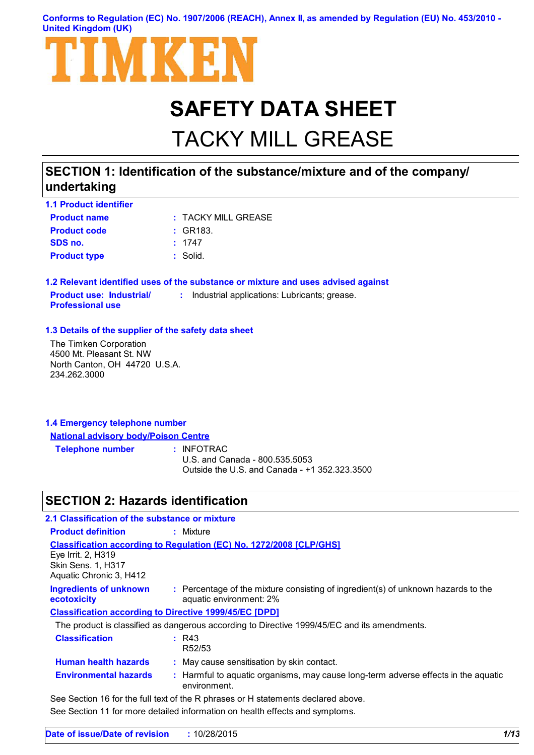Conforms to Regulation (EC) No. 1907/2006 (REACH), Annex II, as amended by Regulation (EU) No. 453/2010 - United Kingdom (UK)

TIMKEN

# SAFETY DATA SHEET

# TACKY MILL GREASE

## SECTION 1: Identification of the substance/mixture and of the company/ undertaking

### 1.1 Product identifier

**Product name** : TACKY MILL GREASE

**Product code** : GR183.

**SDS no.** : 1747

**Product type** : Solid.

### 1.2 Relevant identified uses of the substance or mixture and uses advised against

**Product use: Industrial/ Professional use** : Industrial applications: Lubricants; grease.

### 1.3 Details of the supplier of the safety data sheet

The Timken Corporation
4500 Mt. Pleasant St. NW
North Canton, OH 44720 U.S.A.
234.262.3000

### 1.4 Emergency telephone number

**National advisory body/Poison Centre**

**Telephone number** : INFOTRAC
U.S. and Canada - 800.535.5053
Outside the U.S. and Canada - +1 352.323.3500

## SECTION 2: Hazards identification

### 2.1 Classification of the substance or mixture

**Product definition** : Mixture

**Classification according to Regulation (EC) No. 1272/2008 [CLP/GHS]**

Eye Irrit. 2, H319
Skin Sens. 1, H317
Aquatic Chronic 3, H412

**Ingredients of unknown ecotoxicity** : Percentage of the mixture consisting of ingredient(s) of unknown hazards to the aquatic environment: 2%

**Classification according to Directive 1999/45/EC [DPD]**

The product is classified as dangerous according to Directive 1999/45/EC and its amendments.

**Classification** : R43
R52/53

**Human health hazards** : May cause sensitisation by skin contact.

**Environmental hazards** : Harmful to aquatic organisms, may cause long-term adverse effects in the aquatic environment.

See Section 16 for the full text of the R phrases or H statements declared above.

See Section 11 for more detailed information on health effects and symptoms.

**Date of issue/Date of revision** : 10/28/2015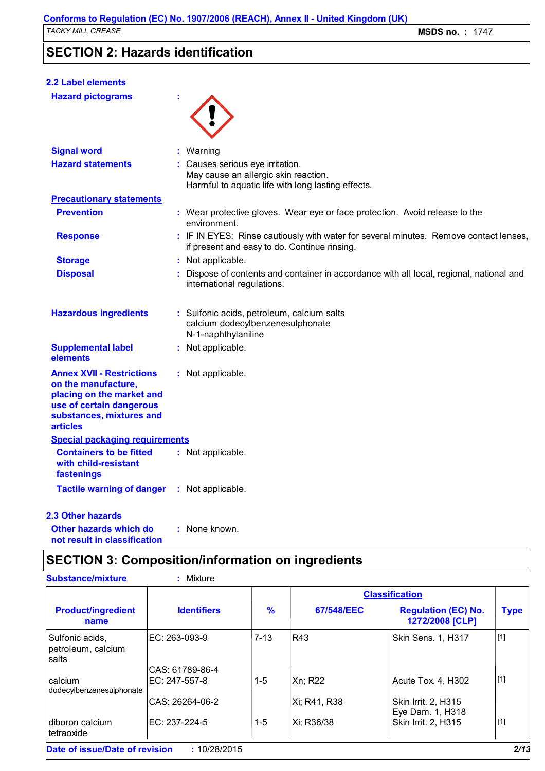## SECTION 2: Hazards identification

### 2.2 Label elements

**Hazard pictograms** :

**Signal word** : Warning

**Hazard statements** : Causes serious eye irritation.
May cause an allergic skin reaction.
Harmful to aquatic life with long lasting effects.

**Precautionary statements**

**Prevention** : Wear protective gloves. Wear eye or face protection. Avoid release to the environment.

**Response** : IF IN EYES: Rinse cautiously with water for several minutes. Remove contact lenses, if present and easy to do. Continue rinsing.

**Storage** : Not applicable.

**Disposal** : Dispose of contents and container in accordance with all local, regional, national and international regulations.

**Hazardous ingredients** : Sulfonic acids, petroleum, calcium salts
calcium dodecylbenzenesulphonate
N-1-naphthylaniline

**Supplemental label elements** : Not applicable.

**Annex XVII - Restrictions on the manufacture, placing on the market and use of certain dangerous substances, mixtures and articles** : Not applicable.

**Special packaging requirements**

**Containers to be fitted with child-resistant fastenings** : Not applicable.

**Tactile warning of danger** : Not applicable.

### 2.3 Other hazards

**Other hazards which do not result in classification** : None known.

## SECTION 3: Composition/information on ingredients

**Substance/mixture** : Mixture

| Product/ingredient name | Identifiers | % | Classification | | Type |
|---|---|---|---|---|---|
| | | | 67/548/EEC | Regulation (EC) No. 1272/2008 [CLP] | |
| Sulfonic acids, petroleum, calcium salts | EC: 263-093-9<br>CAS: 61789-86-4 | 7-13 | R43 | Skin Sens. 1, H317 | [1] |
| calcium dodecylbenzenesulphonate | EC: 247-557-8<br>CAS: 26264-06-2 | 1-5 | Xn; R22<br>Xi; R41, R38 | Acute Tox. 4, H302<br>Skin Irrit. 2, H315<br>Eye Dam. 1, H318 | [1] |
| diboron calcium tetraoxide | EC: 237-224-5 | 1-5 | Xi; R36/38 | Skin Irrit. 2, H315 | [1] |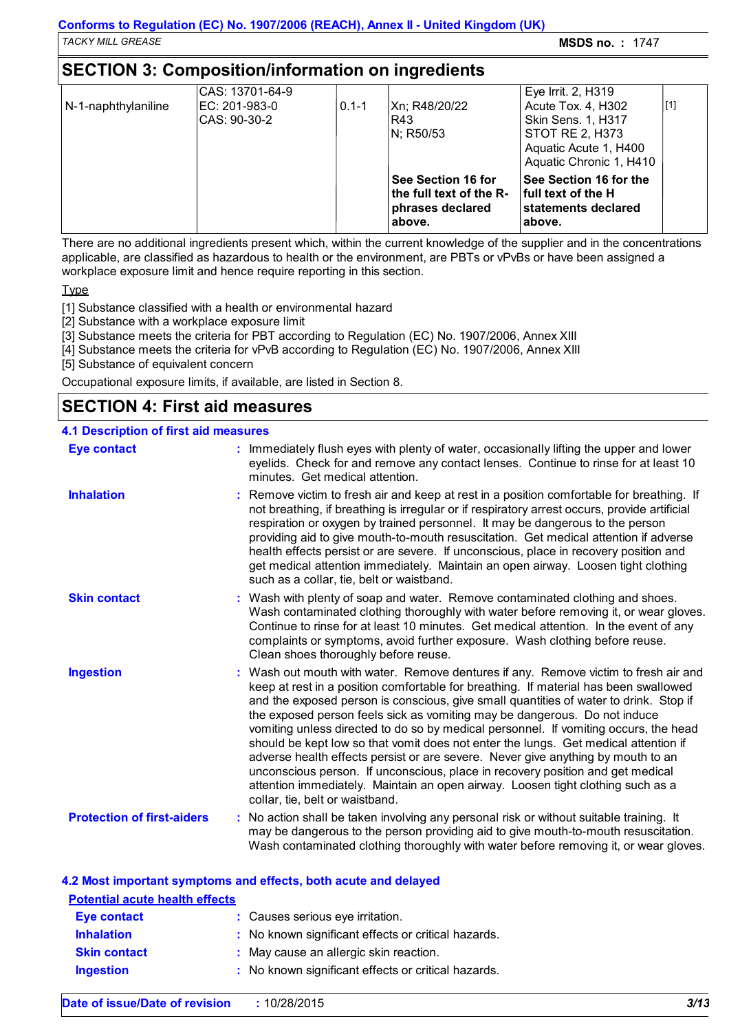## SECTION 3: Composition/information on ingredients

| | | | | | |
|---|---|---|---|---|---|
| N-1-naphthylaniline | CAS: 13701-64-9<br>EC: 201-983-0<br>CAS: 90-30-2 | 0.1-1 | Xn; R48/20/22<br>R43<br>N; R50/53<br><br>**See Section 16 for the full text of the R-phrases declared above.** | Eye Irrit. 2, H319<br>Acute Tox. 4, H302<br>Skin Sens. 1, H317<br>STOT RE 2, H373<br>Aquatic Acute 1, H400<br>Aquatic Chronic 1, H410<br><br>**See Section 16 for the full text of the H statements declared above.** | [1] |

There are no additional ingredients present which, within the current knowledge of the supplier and in the concentrations applicable, are classified as hazardous to health or the environment, are PBTs or vPvBs or have been assigned a workplace exposure limit and hence require reporting in this section.

Type

[1] Substance classified with a health or environmental hazard
[2] Substance with a workplace exposure limit
[3] Substance meets the criteria for PBT according to Regulation (EC) No. 1907/2006, Annex XIII
[4] Substance meets the criteria for vPvB according to Regulation (EC) No. 1907/2006, Annex XIII
[5] Substance of equivalent concern

Occupational exposure limits, if available, are listed in Section 8.

## SECTION 4: First aid measures

### 4.1 Description of first aid measures

**Eye contact** : Immediately flush eyes with plenty of water, occasionally lifting the upper and lower eyelids. Check for and remove any contact lenses. Continue to rinse for at least 10 minutes. Get medical attention.

**Inhalation** : Remove victim to fresh air and keep at rest in a position comfortable for breathing. If not breathing, if breathing is irregular or if respiratory arrest occurs, provide artificial respiration or oxygen by trained personnel. It may be dangerous to the person providing aid to give mouth-to-mouth resuscitation. Get medical attention if adverse health effects persist or are severe. If unconscious, place in recovery position and get medical attention immediately. Maintain an open airway. Loosen tight clothing such as a collar, tie, belt or waistband.

**Skin contact** : Wash with plenty of soap and water. Remove contaminated clothing and shoes. Wash contaminated clothing thoroughly with water before removing it, or wear gloves. Continue to rinse for at least 10 minutes. Get medical attention. In the event of any complaints or symptoms, avoid further exposure. Wash clothing before reuse. Clean shoes thoroughly before reuse.

**Ingestion** : Wash out mouth with water. Remove dentures if any. Remove victim to fresh air and keep at rest in a position comfortable for breathing. If material has been swallowed and the exposed person is conscious, give small quantities of water to drink. Stop if the exposed person feels sick as vomiting may be dangerous. Do not induce vomiting unless directed to do so by medical personnel. If vomiting occurs, the head should be kept low so that vomit does not enter the lungs. Get medical attention if adverse health effects persist or are severe. Never give anything by mouth to an unconscious person. If unconscious, place in recovery position and get medical attention immediately. Maintain an open airway. Loosen tight clothing such as a collar, tie, belt or waistband.

**Protection of first-aiders** : No action shall be taken involving any personal risk or without suitable training. It may be dangerous to the person providing aid to give mouth-to-mouth resuscitation. Wash contaminated clothing thoroughly with water before removing it, or wear gloves.

### 4.2 Most important symptoms and effects, both acute and delayed

**Potential acute health effects**

**Eye contact** : Causes serious eye irritation.

**Inhalation** : No known significant effects or critical hazards.

**Skin contact** : May cause an allergic skin reaction.

**Ingestion** : No known significant effects or critical hazards.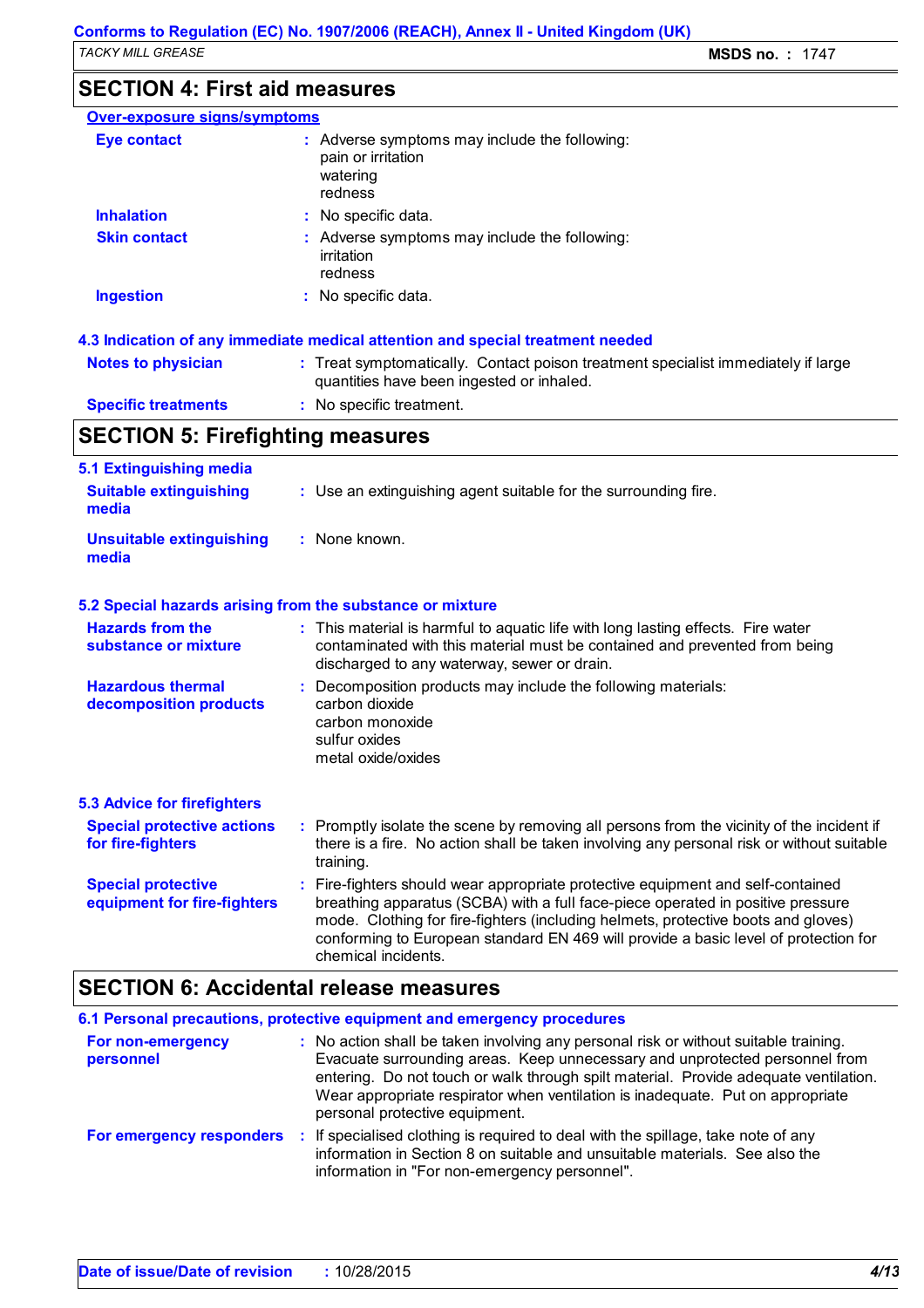## SECTION 4: First aid measures

### Over-exposure signs/symptoms

**Eye contact** : Adverse symptoms may include the following:
pain or irritation
watering
redness

**Inhalation** : No specific data.

**Skin contact** : Adverse symptoms may include the following:
irritation
redness

**Ingestion** : No specific data.

### 4.3 Indication of any immediate medical attention and special treatment needed

**Notes to physician** : Treat symptomatically. Contact poison treatment specialist immediately if large quantities have been ingested or inhaled.

**Specific treatments** : No specific treatment.

## SECTION 5: Firefighting measures

### 5.1 Extinguishing media

**Suitable extinguishing media** : Use an extinguishing agent suitable for the surrounding fire.

**Unsuitable extinguishing media** : None known.

### 5.2 Special hazards arising from the substance or mixture

**Hazards from the substance or mixture** : This material is harmful to aquatic life with long lasting effects. Fire water contaminated with this material must be contained and prevented from being discharged to any waterway, sewer or drain.

**Hazardous thermal decomposition products** : Decomposition products may include the following materials:
carbon dioxide
carbon monoxide
sulfur oxides
metal oxide/oxides

### 5.3 Advice for firefighters

**Special protective actions for fire-fighters** : Promptly isolate the scene by removing all persons from the vicinity of the incident if there is a fire. No action shall be taken involving any personal risk or without suitable training.

**Special protective equipment for fire-fighters** : Fire-fighters should wear appropriate protective equipment and self-contained breathing apparatus (SCBA) with a full face-piece operated in positive pressure mode. Clothing for fire-fighters (including helmets, protective boots and gloves) conforming to European standard EN 469 will provide a basic level of protection for chemical incidents.

## SECTION 6: Accidental release measures

### 6.1 Personal precautions, protective equipment and emergency procedures

**For non-emergency personnel** : No action shall be taken involving any personal risk or without suitable training. Evacuate surrounding areas. Keep unnecessary and unprotected personnel from entering. Do not touch or walk through spilt material. Provide adequate ventilation. Wear appropriate respirator when ventilation is inadequate. Put on appropriate personal protective equipment.

**For emergency responders** : If specialised clothing is required to deal with the spillage, take note of any information in Section 8 on suitable and unsuitable materials. See also the information in "For non-emergency personnel".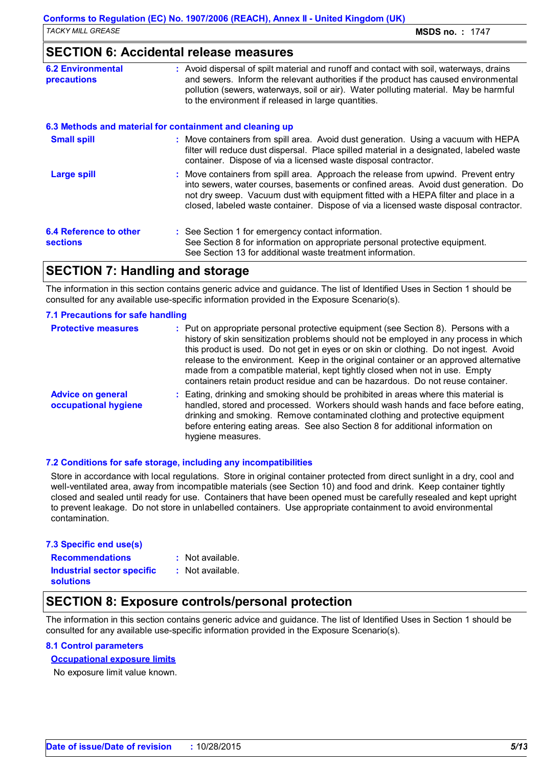## SECTION 6: Accidental release measures

**6.2 Environmental precautions** : Avoid dispersal of spilt material and runoff and contact with soil, waterways, drains and sewers. Inform the relevant authorities if the product has caused environmental pollution (sewers, waterways, soil or air). Water polluting material. May be harmful to the environment if released in large quantities.

### 6.3 Methods and material for containment and cleaning up

**Small spill** : Move containers from spill area. Avoid dust generation. Using a vacuum with HEPA filter will reduce dust dispersal. Place spilled material in a designated, labeled waste container. Dispose of via a licensed waste disposal contractor.

**Large spill** : Move containers from spill area. Approach the release from upwind. Prevent entry into sewers, water courses, basements or confined areas. Avoid dust generation. Do not dry sweep. Vacuum dust with equipment fitted with a HEPA filter and place in a closed, labeled waste container. Dispose of via a licensed waste disposal contractor.

**6.4 Reference to other sections** : See Section 1 for emergency contact information.
See Section 8 for information on appropriate personal protective equipment.
See Section 13 for additional waste treatment information.

## SECTION 7: Handling and storage

The information in this section contains generic advice and guidance. The list of Identified Uses in Section 1 should be consulted for any available use-specific information provided in the Exposure Scenario(s).

### 7.1 Precautions for safe handling

**Protective measures** : Put on appropriate personal protective equipment (see Section 8). Persons with a history of skin sensitization problems should not be employed in any process in which this product is used. Do not get in eyes or on skin or clothing. Do not ingest. Avoid release to the environment. Keep in the original container or an approved alternative made from a compatible material, kept tightly closed when not in use. Empty containers retain product residue and can be hazardous. Do not reuse container.

**Advice on general occupational hygiene** : Eating, drinking and smoking should be prohibited in areas where this material is handled, stored and processed. Workers should wash hands and face before eating, drinking and smoking. Remove contaminated clothing and protective equipment before entering eating areas. See also Section 8 for additional information on hygiene measures.

### 7.2 Conditions for safe storage, including any incompatibilities

Store in accordance with local regulations. Store in original container protected from direct sunlight in a dry, cool and well-ventilated area, away from incompatible materials (see Section 10) and food and drink. Keep container tightly closed and sealed until ready for use. Containers that have been opened must be carefully resealed and kept upright to prevent leakage. Do not store in unlabelled containers. Use appropriate containment to avoid environmental contamination.

### 7.3 Specific end use(s)

**Recommendations** : Not available.

**Industrial sector specific solutions** : Not available.

## SECTION 8: Exposure controls/personal protection

The information in this section contains generic advice and guidance. The list of Identified Uses in Section 1 should be consulted for any available use-specific information provided in the Exposure Scenario(s).

### 8.1 Control parameters

**Occupational exposure limits**

No exposure limit value known.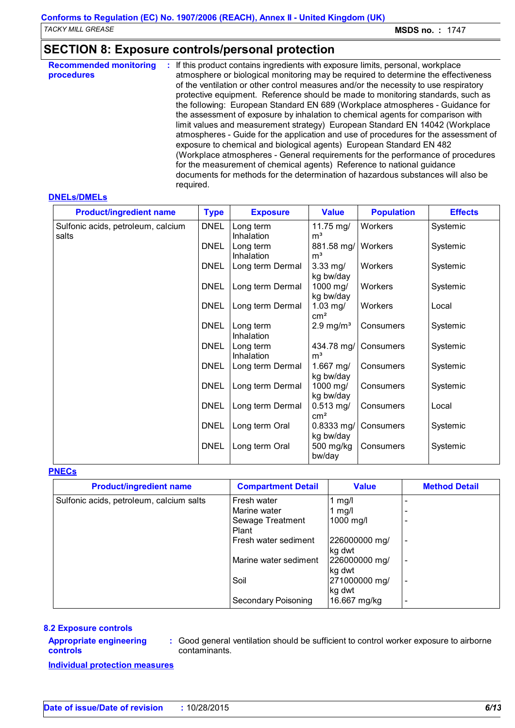## SECTION 8: Exposure controls/personal protection

**Recommended monitoring procedures** : If this product contains ingredients with exposure limits, personal, workplace atmosphere or biological monitoring may be required to determine the effectiveness of the ventilation or other control measures and/or the necessity to use respiratory protective equipment. Reference should be made to monitoring standards, such as the following: European Standard EN 689 (Workplace atmospheres - Guidance for the assessment of exposure by inhalation to chemical agents for comparison with limit values and measurement strategy) European Standard EN 14042 (Workplace atmospheres - Guide for the application and use of procedures for the assessment of exposure to chemical and biological agents) European Standard EN 482 (Workplace atmospheres - General requirements for the performance of procedures for the measurement of chemical agents) Reference to national guidance documents for methods for the determination of hazardous substances will also be required.

**DNELs/DMELs**

| Product/ingredient name | Type | Exposure | Value | Population | Effects |
|---|---|---|---|---|---|
| Sulfonic acids, petroleum, calcium salts | DNEL | Long term Inhalation | 11.75 mg/m³ | Workers | Systemic |
| | DNEL | Long term Inhalation | 881.58 mg/m³ | Workers | Systemic |
| | DNEL | Long term Dermal | 3.33 mg/kg bw/day | Workers | Systemic |
| | DNEL | Long term Dermal | 1000 mg/kg bw/day | Workers | Systemic |
| | DNEL | Long term Dermal | 1.03 mg/cm² | Workers | Local |
| | DNEL | Long term Inhalation | 2.9 mg/m³ | Consumers | Systemic |
| | DNEL | Long term Inhalation | 434.78 mg/m³ | Consumers | Systemic |
| | DNEL | Long term Dermal | 1.667 mg/kg bw/day | Consumers | Systemic |
| | DNEL | Long term Dermal | 1000 mg/kg bw/day | Consumers | Systemic |
| | DNEL | Long term Dermal | 0.513 mg/cm² | Consumers | Local |
| | DNEL | Long term Oral | 0.8333 mg/kg bw/day | Consumers | Systemic |
| | DNEL | Long term Oral | 500 mg/kg bw/day | Consumers | Systemic |

**PNECs**

| Product/ingredient name | Compartment Detail | Value | Method Detail |
|---|---|---|---|
| Sulfonic acids, petroleum, calcium salts | Fresh water | 1 mg/l | - |
| | Marine water | 1 mg/l | - |
| | Sewage Treatment Plant | 1000 mg/l | - |
| | Fresh water sediment | 226000000 mg/kg dwt | - |
| | Marine water sediment | 226000000 mg/kg dwt | - |
| | Soil | 271000000 mg/kg dwt | - |
| | Secondary Poisoning | 16.667 mg/kg | - |

### 8.2 Exposure controls

**Appropriate engineering controls** : Good general ventilation should be sufficient to control worker exposure to airborne contaminants.

**Individual protection measures**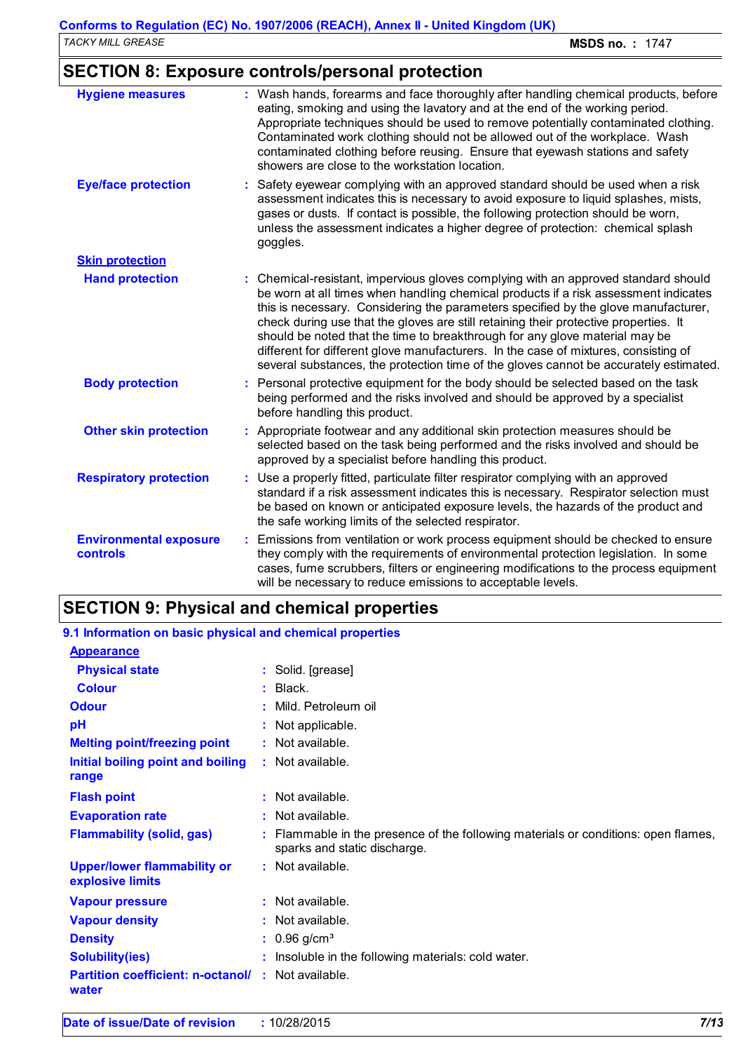## SECTION 8: Exposure controls/personal protection

**Hygiene measures** : Wash hands, forearms and face thoroughly after handling chemical products, before eating, smoking and using the lavatory and at the end of the working period. Appropriate techniques should be used to remove potentially contaminated clothing. Contaminated work clothing should not be allowed out of the workplace. Wash contaminated clothing before reusing. Ensure that eyewash stations and safety showers are close to the workstation location.

**Eye/face protection** : Safety eyewear complying with an approved standard should be used when a risk assessment indicates this is necessary to avoid exposure to liquid splashes, mists, gases or dusts. If contact is possible, the following protection should be worn, unless the assessment indicates a higher degree of protection: chemical splash goggles.

**Skin protection**

**Hand protection** : Chemical-resistant, impervious gloves complying with an approved standard should be worn at all times when handling chemical products if a risk assessment indicates this is necessary. Considering the parameters specified by the glove manufacturer, check during use that the gloves are still retaining their protective properties. It should be noted that the time to breakthrough for any glove material may be different for different glove manufacturers. In the case of mixtures, consisting of several substances, the protection time of the gloves cannot be accurately estimated.

**Body protection** : Personal protective equipment for the body should be selected based on the task being performed and the risks involved and should be approved by a specialist before handling this product.

**Other skin protection** : Appropriate footwear and any additional skin protection measures should be selected based on the task being performed and the risks involved and should be approved by a specialist before handling this product.

**Respiratory protection** : Use a properly fitted, particulate filter respirator complying with an approved standard if a risk assessment indicates this is necessary. Respirator selection must be based on known or anticipated exposure levels, the hazards of the product and the safe working limits of the selected respirator.

**Environmental exposure controls** : Emissions from ventilation or work process equipment should be checked to ensure they comply with the requirements of environmental protection legislation. In some cases, fume scrubbers, filters or engineering modifications to the process equipment will be necessary to reduce emissions to acceptable levels.

## SECTION 9: Physical and chemical properties

### 9.1 Information on basic physical and chemical properties

**Appearance**

**Physical state** : Solid. [grease]

**Colour** : Black.

**Odour** : Mild. Petroleum oil

**pH** : Not applicable.

**Melting point/freezing point** : Not available.

**Initial boiling point and boiling range** : Not available.

**Flash point** : Not available.

**Evaporation rate** : Not available.

**Flammability (solid, gas)** : Flammable in the presence of the following materials or conditions: open flames, sparks and static discharge.

**Upper/lower flammability or explosive limits** : Not available.

**Vapour pressure** : Not available.

**Vapour density** : Not available.

**Density** : 0.96 g/cm³

**Solubility(ies)** : Insoluble in the following materials: cold water.

**Partition coefficient: n-octanol/water** : Not available.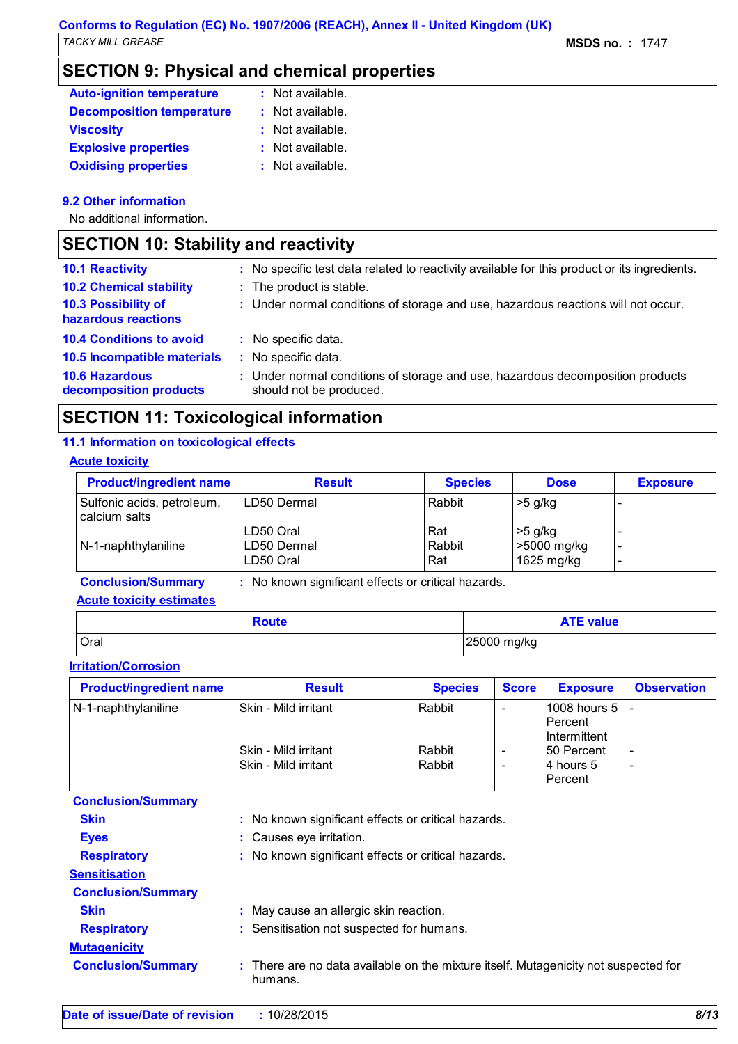## SECTION 9: Physical and chemical properties

**Auto-ignition temperature** : Not available.
**Decomposition temperature** : Not available.
**Viscosity** : Not available.
**Explosive properties** : Not available.
**Oxidising properties** : Not available.

### 9.2 Other information

No additional information.

## SECTION 10: Stability and reactivity

**10.1 Reactivity** : No specific test data related to reactivity available for this product or its ingredients.
**10.2 Chemical stability** : The product is stable.
**10.3 Possibility of hazardous reactions** : Under normal conditions of storage and use, hazardous reactions will not occur.
**10.4 Conditions to avoid** : No specific data.
**10.5 Incompatible materials** : No specific data.
**10.6 Hazardous decomposition products** : Under normal conditions of storage and use, hazardous decomposition products should not be produced.

## SECTION 11: Toxicological information

### 11.1 Information on toxicological effects

**Acute toxicity**

| Product/ingredient name | Result | Species | Dose | Exposure |
|---|---|---|---|---|
| Sulfonic acids, petroleum, calcium salts | LD50 Dermal | Rabbit | >5 g/kg | - |
| | LD50 Oral | Rat | >5 g/kg | - |
| N-1-naphthylaniline | LD50 Dermal | Rabbit | >5000 mg/kg | - |
| | LD50 Oral | Rat | 1625 mg/kg | - |

**Conclusion/Summary** : No known significant effects or critical hazards.

**Acute toxicity estimates**

| Route | ATE value |
|---|---|
| Oral | 25000 mg/kg |

**Irritation/Corrosion**

| Product/ingredient name | Result | Species | Score | Exposure | Observation |
|---|---|---|---|---|---|
| N-1-naphthylaniline | Skin - Mild irritant | Rabbit | - | 1008 hours 5 Percent Intermittent | - |
| | Skin - Mild irritant | Rabbit | - | 50 Percent | - |
| | Skin - Mild irritant | Rabbit | - | 4 hours 5 Percent | - |

**Conclusion/Summary**

**Skin** : No known significant effects or critical hazards.
**Eyes** : Causes eye irritation.
**Respiratory** : No known significant effects or critical hazards.

**Sensitisation**

**Conclusion/Summary**

**Skin** : May cause an allergic skin reaction.
**Respiratory** : Sensitisation not suspected for humans.

**Mutagenicity**

**Conclusion/Summary** : There are no data available on the mixture itself. Mutagenicity not suspected for humans.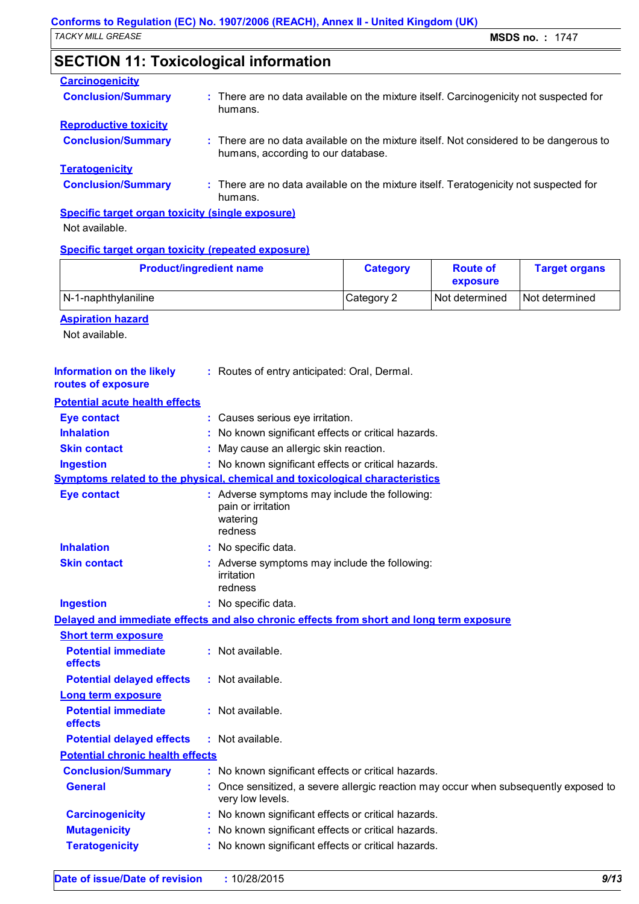## SECTION 11: Toxicological information

**Carcinogenicity**

**Conclusion/Summary** : There are no data available on the mixture itself. Carcinogenicity not suspected for humans.

**Reproductive toxicity**

**Conclusion/Summary** : There are no data available on the mixture itself. Not considered to be dangerous to humans, according to our database.

**Teratogenicity**

**Conclusion/Summary** : There are no data available on the mixture itself. Teratogenicity not suspected for humans.

**Specific target organ toxicity (single exposure)**

Not available.

**Specific target organ toxicity (repeated exposure)**

| Product/ingredient name | Category | Route of exposure | Target organs |
|---|---|---|---|
| N-1-naphthylaniline | Category 2 | Not determined | Not determined |

**Aspiration hazard**

Not available.

**Information on the likely routes of exposure** : Routes of entry anticipated: Oral, Dermal.

**Potential acute health effects**

**Eye contact** : Causes serious eye irritation.

**Inhalation** : No known significant effects or critical hazards.

**Skin contact** : May cause an allergic skin reaction.

**Ingestion** : No known significant effects or critical hazards.

**Symptoms related to the physical, chemical and toxicological characteristics**

**Eye contact** : Adverse symptoms may include the following:
pain or irritation
watering
redness

**Inhalation** : No specific data.

**Skin contact** : Adverse symptoms may include the following:
irritation
redness

**Ingestion** : No specific data.

**Delayed and immediate effects and also chronic effects from short and long term exposure**

**Short term exposure**

**Potential immediate effects** : Not available.

**Potential delayed effects** : Not available.

**Long term exposure**

**Potential immediate effects** : Not available.

**Potential delayed effects** : Not available.

**Potential chronic health effects**

**Conclusion/Summary** : No known significant effects or critical hazards.

**General** : Once sensitized, a severe allergic reaction may occur when subsequently exposed to very low levels.

**Carcinogenicity** : No known significant effects or critical hazards.

**Mutagenicity** : No known significant effects or critical hazards.

**Teratogenicity** : No known significant effects or critical hazards.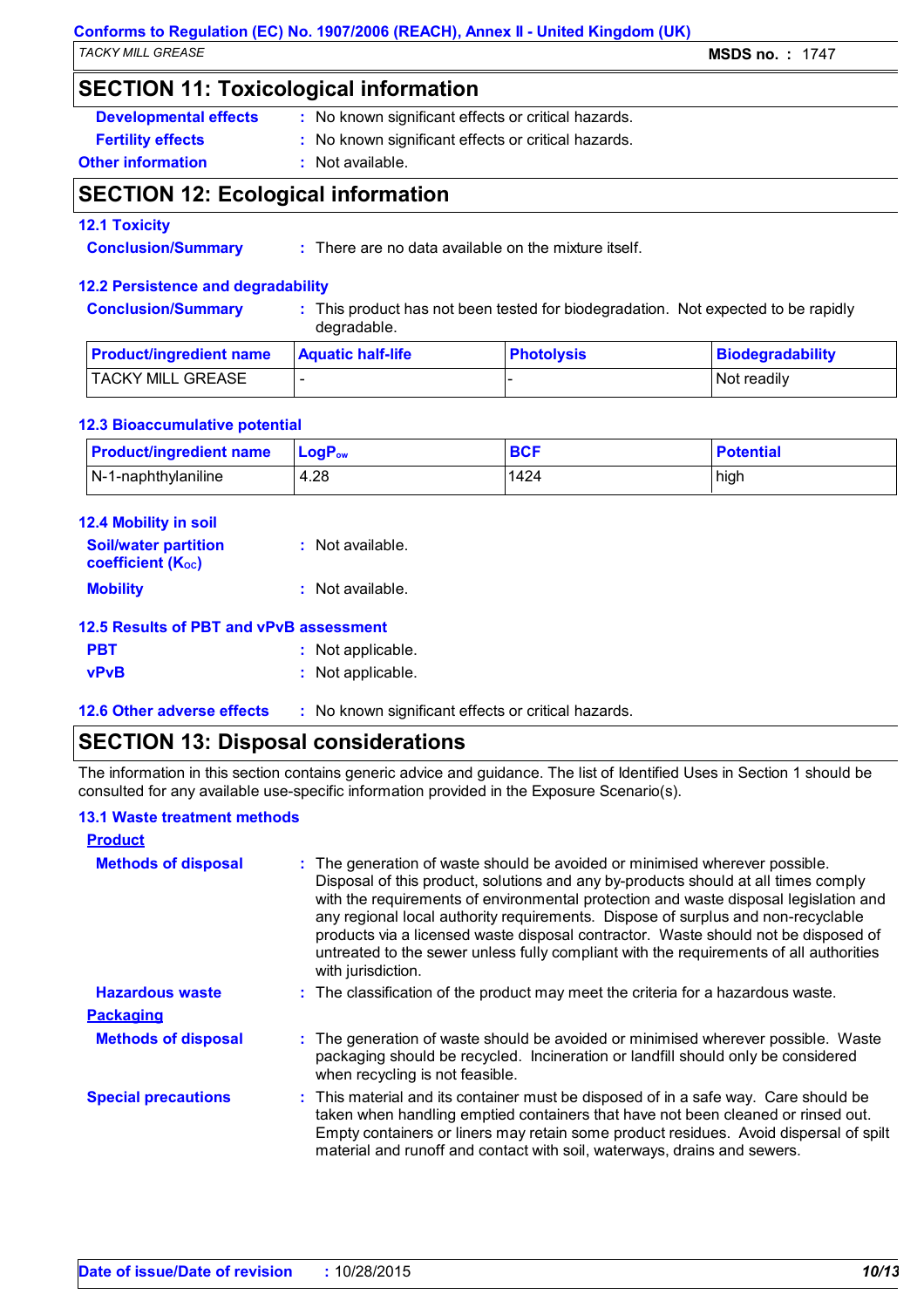## SECTION 11: Toxicological information

**Developmental effects** : No known significant effects or critical hazards.

**Fertility effects** : No known significant effects or critical hazards.

**Other information** : Not available.

## SECTION 12: Ecological information

### 12.1 Toxicity

**Conclusion/Summary** : There are no data available on the mixture itself.

### 12.2 Persistence and degradability

**Conclusion/Summary** : This product has not been tested for biodegradation. Not expected to be rapidly degradable.

| Product/ingredient name | Aquatic half-life | Photolysis | Biodegradability |
|---|---|---|---|
| TACKY MILL GREASE | - | - | Not readily |

### 12.3 Bioaccumulative potential

| Product/ingredient name | $LogP_{ow}$ | BCF | Potential |
|---|---|---|---|
| N-1-naphthylaniline | 4.28 | 1424 | high |

### 12.4 Mobility in soil

**Soil/water partition coefficient ($K_{OC}$)** : Not available.

**Mobility** : Not available.

### 12.5 Results of PBT and vPvB assessment

**PBT** : Not applicable.

**vPvB** : Not applicable.

### 12.6 Other adverse effects

: No known significant effects or critical hazards.

## SECTION 13: Disposal considerations

The information in this section contains generic advice and guidance. The list of Identified Uses in Section 1 should be consulted for any available use-specific information provided in the Exposure Scenario(s).

### 13.1 Waste treatment methods

**Product**

**Methods of disposal** : The generation of waste should be avoided or minimised wherever possible. Disposal of this product, solutions and any by-products should at all times comply with the requirements of environmental protection and waste disposal legislation and any regional local authority requirements. Dispose of surplus and non-recyclable products via a licensed waste disposal contractor. Waste should not be disposed of untreated to the sewer unless fully compliant with the requirements of all authorities with jurisdiction.

**Hazardous waste** : The classification of the product may meet the criteria for a hazardous waste.

**Packaging**

**Methods of disposal** : The generation of waste should be avoided or minimised wherever possible. Waste packaging should be recycled. Incineration or landfill should only be considered when recycling is not feasible.

**Special precautions** : This material and its container must be disposed of in a safe way. Care should be taken when handling emptied containers that have not been cleaned or rinsed out. Empty containers or liners may retain some product residues. Avoid dispersal of spilt material and runoff and contact with soil, waterways, drains and sewers.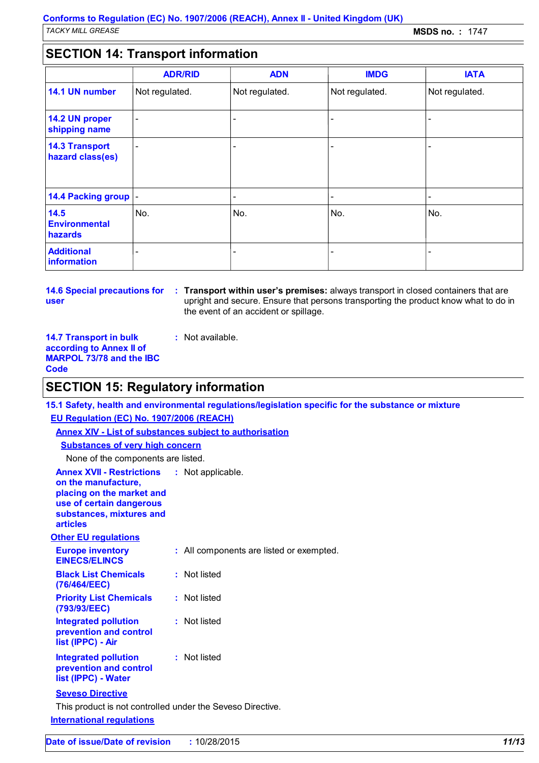## SECTION 14: Transport information

| | ADR/RID | ADN | IMDG | IATA |
|---|---|---|---|---|
| **14.1 UN number** | Not regulated. | Not regulated. | Not regulated. | Not regulated. |
| **14.2 UN proper shipping name** | - | - | - | - |
| **14.3 Transport hazard class(es)** | - | - | - | - |
| **14.4 Packing group** | - | - | - | - |
| **14.5 Environmental hazards** | No. | No. | No. | No. |
| **Additional information** | - | - | - | - |

**14.6 Special precautions for user** : **Transport within user's premises:** always transport in closed containers that are upright and secure. Ensure that persons transporting the product know what to do in the event of an accident or spillage.

**14.7 Transport in bulk according to Annex II of MARPOL 73/78 and the IBC Code** : Not available.

## SECTION 15: Regulatory information

### 15.1 Safety, health and environmental regulations/legislation specific for the substance or mixture

**EU Regulation (EC) No. 1907/2006 (REACH)**

**Annex XIV - List of substances subject to authorisation**

**Substances of very high concern**

None of the components are listed.

**Annex XVII - Restrictions on the manufacture, placing on the market and use of certain dangerous substances, mixtures and articles** : Not applicable.

**Other EU regulations**

**Europe inventory EINECS/ELINCS** : All components are listed or exempted.

**Black List Chemicals (76/464/EEC)** : Not listed

**Priority List Chemicals (793/93/EEC)** : Not listed

**Integrated pollution prevention and control list (IPPC) - Air** : Not listed

**Integrated pollution prevention and control list (IPPC) - Water** : Not listed

**Seveso Directive**

This product is not controlled under the Seveso Directive.

**International regulations**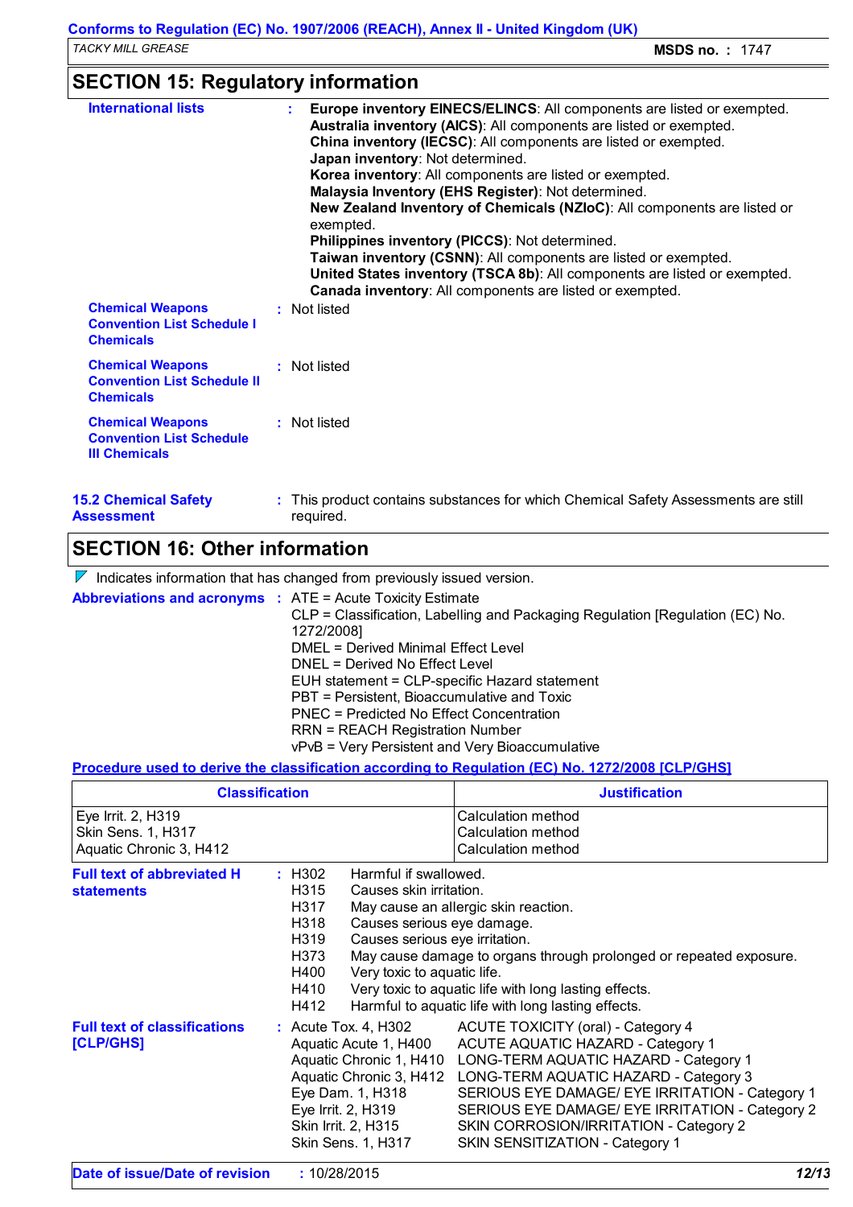## SECTION 15: Regulatory information

**International lists** :
**Europe inventory EINECS/ELINCS**: All components are listed or exempted.
**Australia inventory (AICS)**: All components are listed or exempted.
**China inventory (IECSC)**: All components are listed or exempted.
**Japan inventory**: Not determined.
**Korea inventory**: All components are listed or exempted.
**Malaysia Inventory (EHS Register)**: Not determined.
**New Zealand Inventory of Chemicals (NZIoC)**: All components are listed or exempted.
**Philippines inventory (PICCS)**: Not determined.
**Taiwan inventory (CSNN)**: All components are listed or exempted.
**United States inventory (TSCA 8b)**: All components are listed or exempted.
**Canada inventory**: All components are listed or exempted.

**Chemical Weapons Convention List Schedule I Chemicals** : Not listed

**Chemical Weapons Convention List Schedule II Chemicals** : Not listed

**Chemical Weapons Convention List Schedule III Chemicals** : Not listed

**15.2 Chemical Safety Assessment** : This product contains substances for which Chemical Safety Assessments are still required.

## SECTION 16: Other information

Indicates information that has changed from previously issued version.

**Abbreviations and acronyms** :
ATE = Acute Toxicity Estimate
CLP = Classification, Labelling and Packaging Regulation [Regulation (EC) No. 1272/2008]
DMEL = Derived Minimal Effect Level
DNEL = Derived No Effect Level
EUH statement = CLP-specific Hazard statement
PBT = Persistent, Bioaccumulative and Toxic
PNEC = Predicted No Effect Concentration
RRN = REACH Registration Number
vPvB = Very Persistent and Very Bioaccumulative

**Procedure used to derive the classification according to Regulation (EC) No. 1272/2008 [CLP/GHS]**

| Classification | Justification |
|---|---|
| Eye Irrit. 2, H319 | Calculation method |
| Skin Sens. 1, H317 | Calculation method |
| Aquatic Chronic 3, H412 | Calculation method |

**Full text of abbreviated H statements** :

| | |
|---|---|
| H302 | Harmful if swallowed. |
| H315 | Causes skin irritation. |
| H317 | May cause an allergic skin reaction. |
| H318 | Causes serious eye damage. |
| H319 | Causes serious eye irritation. |
| H373 | May cause damage to organs through prolonged or repeated exposure. |
| H400 | Very toxic to aquatic life. |
| H410 | Very toxic to aquatic life with long lasting effects. |
| H412 | Harmful to aquatic life with long lasting effects. |

**Full text of classifications [CLP/GHS]** :

| | |
|---|---|
| Acute Tox. 4, H302 | ACUTE TOXICITY (oral) - Category 4 |
| Aquatic Acute 1, H400 | ACUTE AQUATIC HAZARD - Category 1 |
| Aquatic Chronic 1, H410 | LONG-TERM AQUATIC HAZARD - Category 1 |
| Aquatic Chronic 3, H412 | LONG-TERM AQUATIC HAZARD - Category 3 |
| Eye Dam. 1, H318 | SERIOUS EYE DAMAGE/ EYE IRRITATION - Category 1 |
| Eye Irrit. 2, H319 | SERIOUS EYE DAMAGE/ EYE IRRITATION - Category 2 |
| Skin Irrit. 2, H315 | SKIN CORROSION/IRRITATION - Category 2 |
| Skin Sens. 1, H317 | SKIN SENSITIZATION - Category 1 |

**Date of issue/Date of revision** : 10/28/2015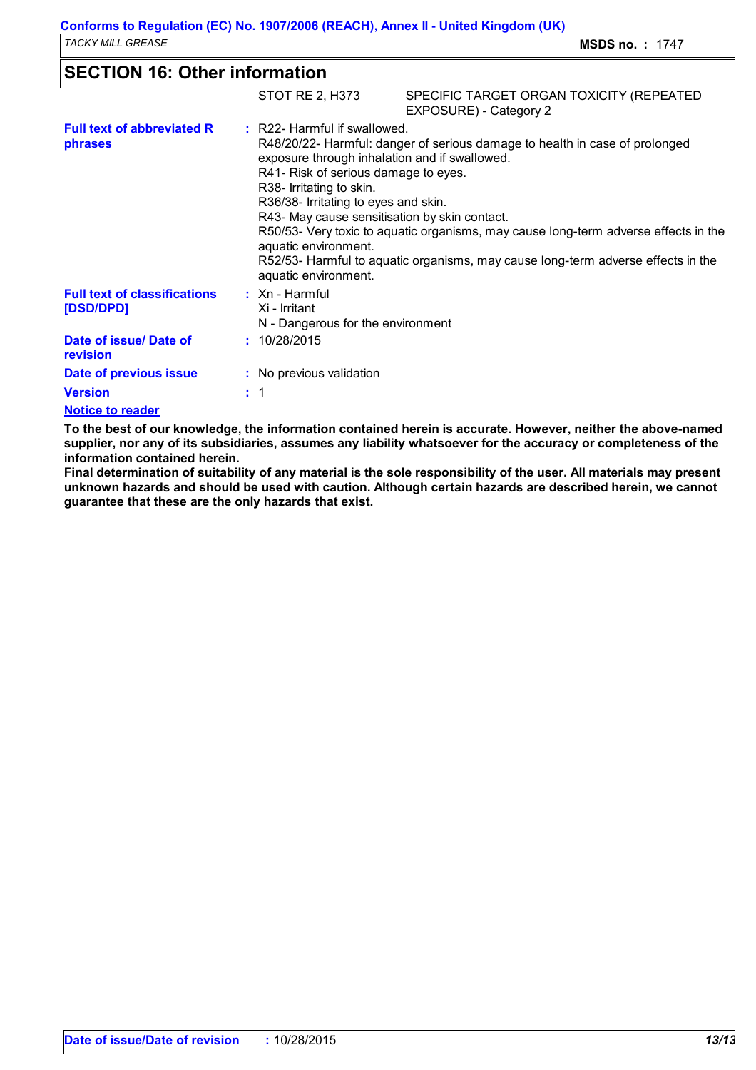## SECTION 16: Other information

| | | |
|---|---|---|
| | STOT RE 2, H373 | SPECIFIC TARGET ORGAN TOXICITY (REPEATED EXPOSURE) - Category 2 |

**Full text of abbreviated R phrases** : R22- Harmful if swallowed.
R48/20/22- Harmful: danger of serious damage to health in case of prolonged exposure through inhalation and if swallowed.
R41- Risk of serious damage to eyes.
R38- Irritating to skin.
R36/38- Irritating to eyes and skin.
R43- May cause sensitisation by skin contact.
R50/53- Very toxic to aquatic organisms, may cause long-term adverse effects in the aquatic environment.
R52/53- Harmful to aquatic organisms, may cause long-term adverse effects in the aquatic environment.

**Full text of classifications [DSD/DPD]** : Xn - Harmful
Xi - Irritant
N - Dangerous for the environment

**Date of issue/ Date of revision** : 10/28/2015

**Date of previous issue** : No previous validation

**Version** : 1

**Notice to reader**

**To the best of our knowledge, the information contained herein is accurate. However, neither the above-named supplier, nor any of its subsidiaries, assumes any liability whatsoever for the accuracy or completeness of the information contained herein.**
**Final determination of suitability of any material is the sole responsibility of the user. All materials may present unknown hazards and should be used with caution. Although certain hazards are described herein, we cannot guarantee that these are the only hazards that exist.**